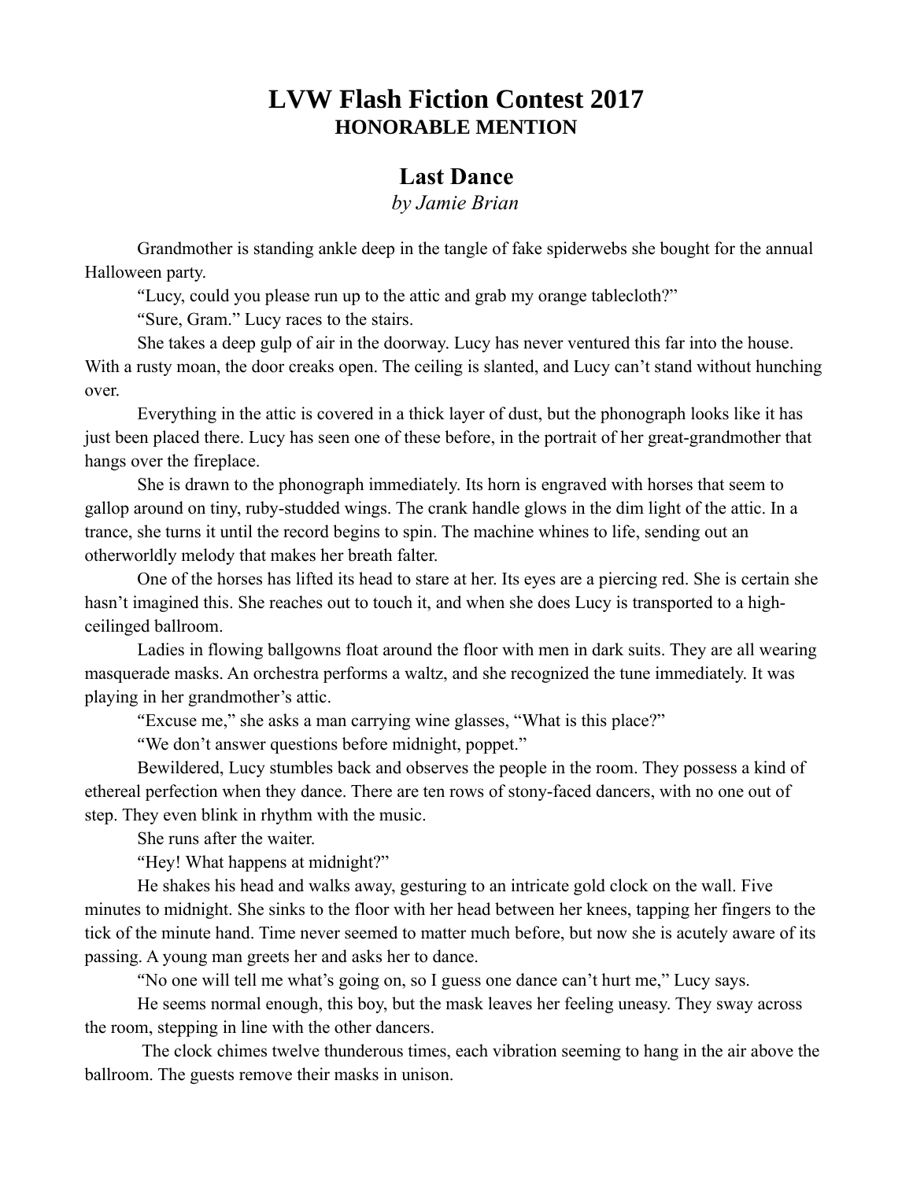# LVW Flash Fiction Contest 2017

## HONORABLE MENTION

## Last Dance

*by Jamie Brian*

Grandmother is standing ankle deep in the tangle of fake spiderwebs she bought for the annual Halloween party.

"Lucy, could you please run up to the attic and grab my orange tablecloth?"

"Sure, Gram." Lucy races to the stairs.

She takes a deep gulp of air in the doorway. Lucy has never ventured this far into the house. With a rusty moan, the door creaks open. The ceiling is slanted, and Lucy can't stand without hunching over.

Everything in the attic is covered in a thick layer of dust, but the phonograph looks like it has just been placed there. Lucy has seen one of these before, in the portrait of her great-grandmother that hangs over the fireplace.

She is drawn to the phonograph immediately. Its horn is engraved with horses that seem to gallop around on tiny, ruby-studded wings. The crank handle glows in the dim light of the attic. In a trance, she turns it until the record begins to spin. The machine whines to life, sending out an otherworldly melody that makes her breath falter.

One of the horses has lifted its head to stare at her. Its eyes are a piercing red. She is certain she hasn't imagined this. She reaches out to touch it, and when she does Lucy is transported to a high-ceilinged ballroom.

Ladies in flowing ballgowns float around the floor with men in dark suits. They are all wearing masquerade masks. An orchestra performs a waltz, and she recognized the tune immediately. It was playing in her grandmother's attic.

"Excuse me," she asks a man carrying wine glasses, "What is this place?"

"We don't answer questions before midnight, poppet."

Bewildered, Lucy stumbles back and observes the people in the room. They possess a kind of ethereal perfection when they dance. There are ten rows of stony-faced dancers, with no one out of step. They even blink in rhythm with the music.

She runs after the waiter.

"Hey! What happens at midnight?"

He shakes his head and walks away, gesturing to an intricate gold clock on the wall. Five minutes to midnight. She sinks to the floor with her head between her knees, tapping her fingers to the tick of the minute hand. Time never seemed to matter much before, but now she is acutely aware of its passing. A young man greets her and asks her to dance.

"No one will tell me what's going on, so I guess one dance can't hurt me," Lucy says.

He seems normal enough, this boy, but the mask leaves her feeling uneasy. They sway across the room, stepping in line with the other dancers.

The clock chimes twelve thunderous times, each vibration seeming to hang in the air above the ballroom. The guests remove their masks in unison.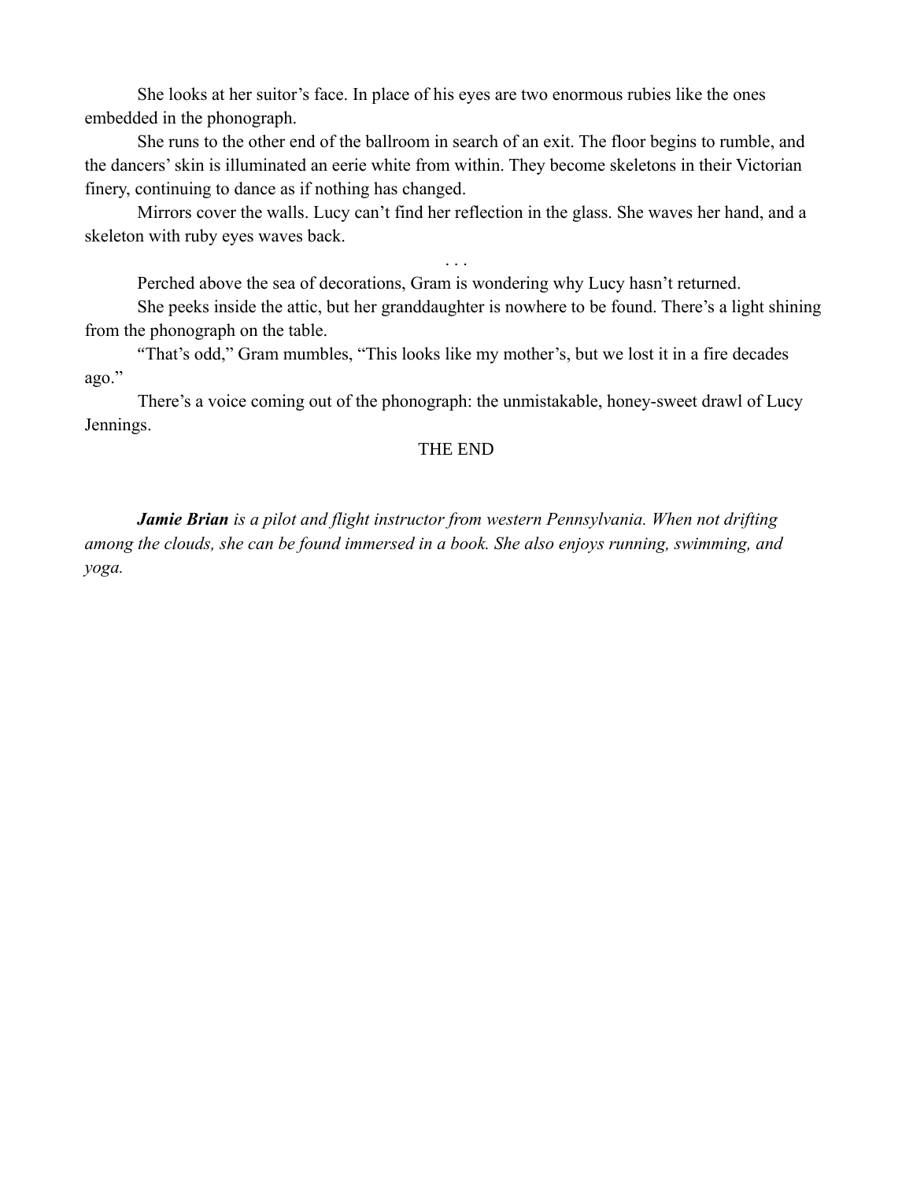She looks at her suitor's face. In place of his eyes are two enormous rubies like the ones embedded in the phonograph.

She runs to the other end of the ballroom in search of an exit. The floor begins to rumble, and the dancers' skin is illuminated an eerie white from within. They become skeletons in their Victorian finery, continuing to dance as if nothing has changed.

Mirrors cover the walls. Lucy can't find her reflection in the glass. She waves her hand, and a skeleton with ruby eyes waves back.

. . .

Perched above the sea of decorations, Gram is wondering why Lucy hasn't returned.

She peeks inside the attic, but her granddaughter is nowhere to be found. There's a light shining from the phonograph on the table.

"That's odd," Gram mumbles, "This looks like my mother's, but we lost it in a fire decades ago."

There's a voice coming out of the phonograph: the unmistakable, honey-sweet drawl of Lucy Jennings.

THE END

***Jamie Brian** is a pilot and flight instructor from western Pennsylvania. When not drifting among the clouds, she can be found immersed in a book. She also enjoys running, swimming, and yoga.*